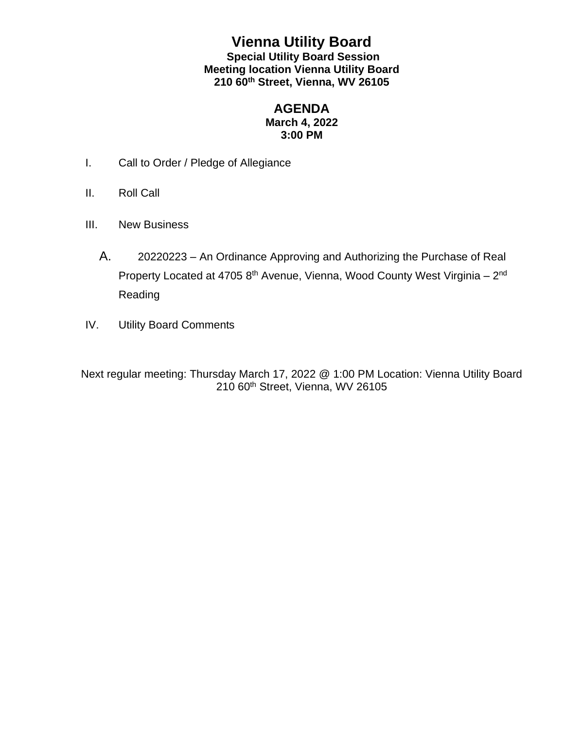# Vienna Utility Board

**Special Utility Board Session**
**Meeting location Vienna Utility Board**
**210 60th Street, Vienna, WV 26105**

## AGENDA

**March 4, 2022**
**3:00 PM**

I. Call to Order / Pledge of Allegiance

II. Roll Call

III. New Business

A. 20220223 – An Ordinance Approving and Authorizing the Purchase of Real Property Located at 4705 8th Avenue, Vienna, Wood County West Virginia – 2nd Reading

IV. Utility Board Comments

Next regular meeting: Thursday March 17, 2022 @ 1:00 PM Location: Vienna Utility Board 210 60th Street, Vienna, WV 26105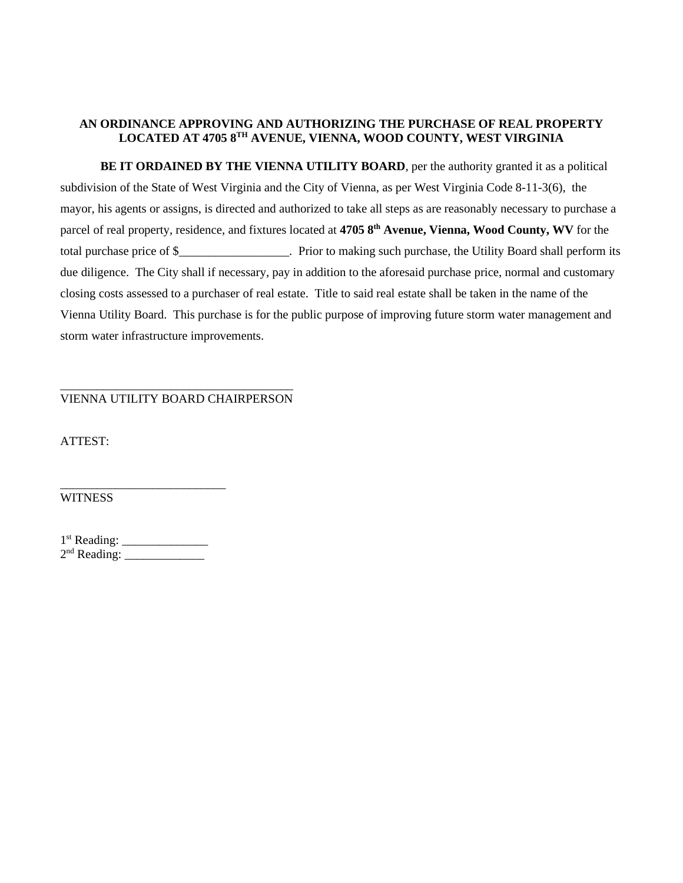**AN ORDINANCE APPROVING AND AUTHORIZING THE PURCHASE OF REAL PROPERTY LOCATED AT 4705 8TH AVENUE, VIENNA, WOOD COUNTY, WEST VIRGINIA**

**BE IT ORDAINED BY THE VIENNA UTILITY BOARD**, per the authority granted it as a political subdivision of the State of West Virginia and the City of Vienna, as per West Virginia Code 8-11-3(6), the mayor, his agents or assigns, is directed and authorized to take all steps as are reasonably necessary to purchase a parcel of real property, residence, and fixtures located at **4705 8th Avenue, Vienna, Wood County, WV** for the total purchase price of $__________________. Prior to making such purchase, the Utility Board shall perform its due diligence. The City shall if necessary, pay in addition to the aforesaid purchase price, normal and customary closing costs assessed to a purchaser of real estate. Title to said real estate shall be taken in the name of the Vienna Utility Board. This purchase is for the public purpose of improving future storm water management and storm water infrastructure improvements.

________________________________________
VIENNA UTILITY BOARD CHAIRPERSON

ATTEST:

____________________________
WITNESS

1st Reading: ______________
2nd Reading: _____________